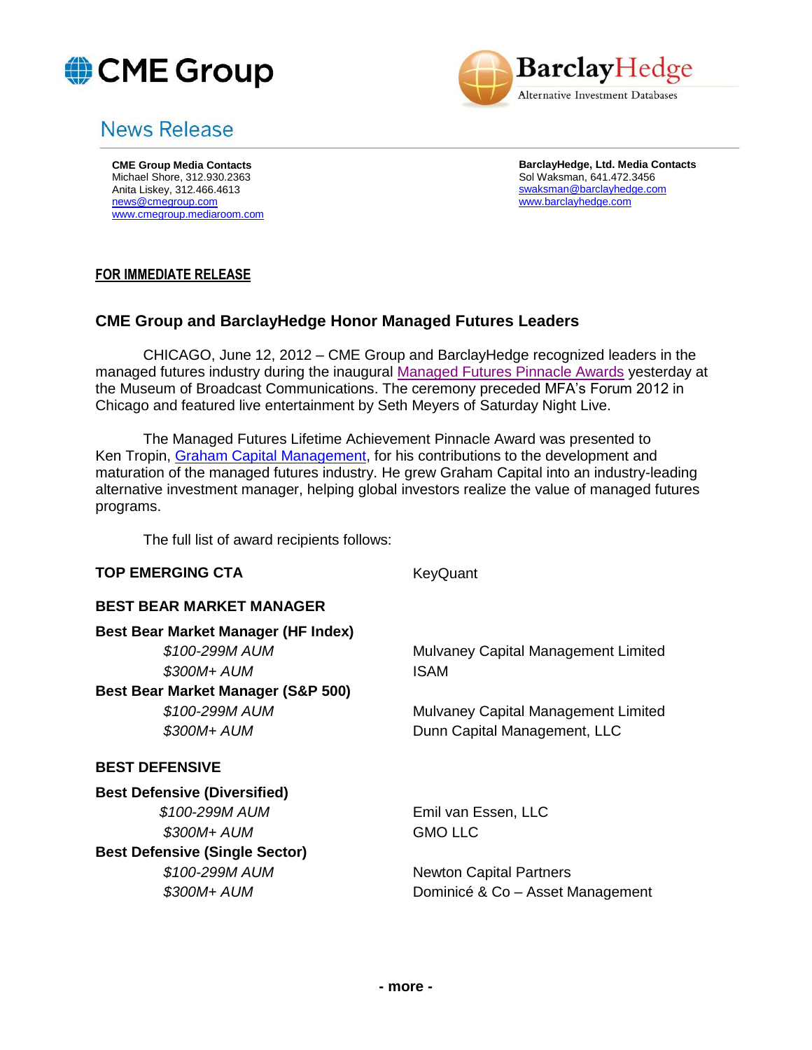CME Group | BarclayHedge Alternative Investment Databases

## News Release

**CME Group Media Contacts**
Michael Shore, 312.930.2363
Anita Liskey, 312.466.4613
news@cmegroup.com
www.cmegroup.mediaroom.com

**BarclayHedge, Ltd. Media Contacts**
Sol Waksman, 641.472.3456
swaksman@barclayhedge.com
www.barclayhedge.com

**FOR IMMEDIATE RELEASE**

### CME Group and BarclayHedge Honor Managed Futures Leaders

CHICAGO, June 12, 2012 – CME Group and BarclayHedge recognized leaders in the managed futures industry during the inaugural Managed Futures Pinnacle Awards yesterday at the Museum of Broadcast Communications. The ceremony preceded MFA's Forum 2012 in Chicago and featured live entertainment by Seth Meyers of Saturday Night Live.

The Managed Futures Lifetime Achievement Pinnacle Award was presented to Ken Tropin, Graham Capital Management, for his contributions to the development and maturation of the managed futures industry. He grew Graham Capital into an industry-leading alternative investment manager, helping global investors realize the value of managed futures programs.

The full list of award recipients follows:

**TOP EMERGING CTA** — KeyQuant

**BEST BEAR MARKET MANAGER**

**Best Bear Market Manager (HF Index)**
- *$100-299M AUM* — Mulvaney Capital Management Limited
- *$300M+ AUM* — ISAM

**Best Bear Market Manager (S&P 500)**
- *$100-299M AUM* — Mulvaney Capital Management Limited
- *$300M+ AUM* — Dunn Capital Management, LLC

**BEST DEFENSIVE**

**Best Defensive (Diversified)**
- *$100-299M AUM* — Emil van Essen, LLC
- *$300M+ AUM* — GMO LLC

**Best Defensive (Single Sector)**
- *$100-299M AUM* — Newton Capital Partners
- *$300M+ AUM* — Dominicé & Co – Asset Management

**- more -**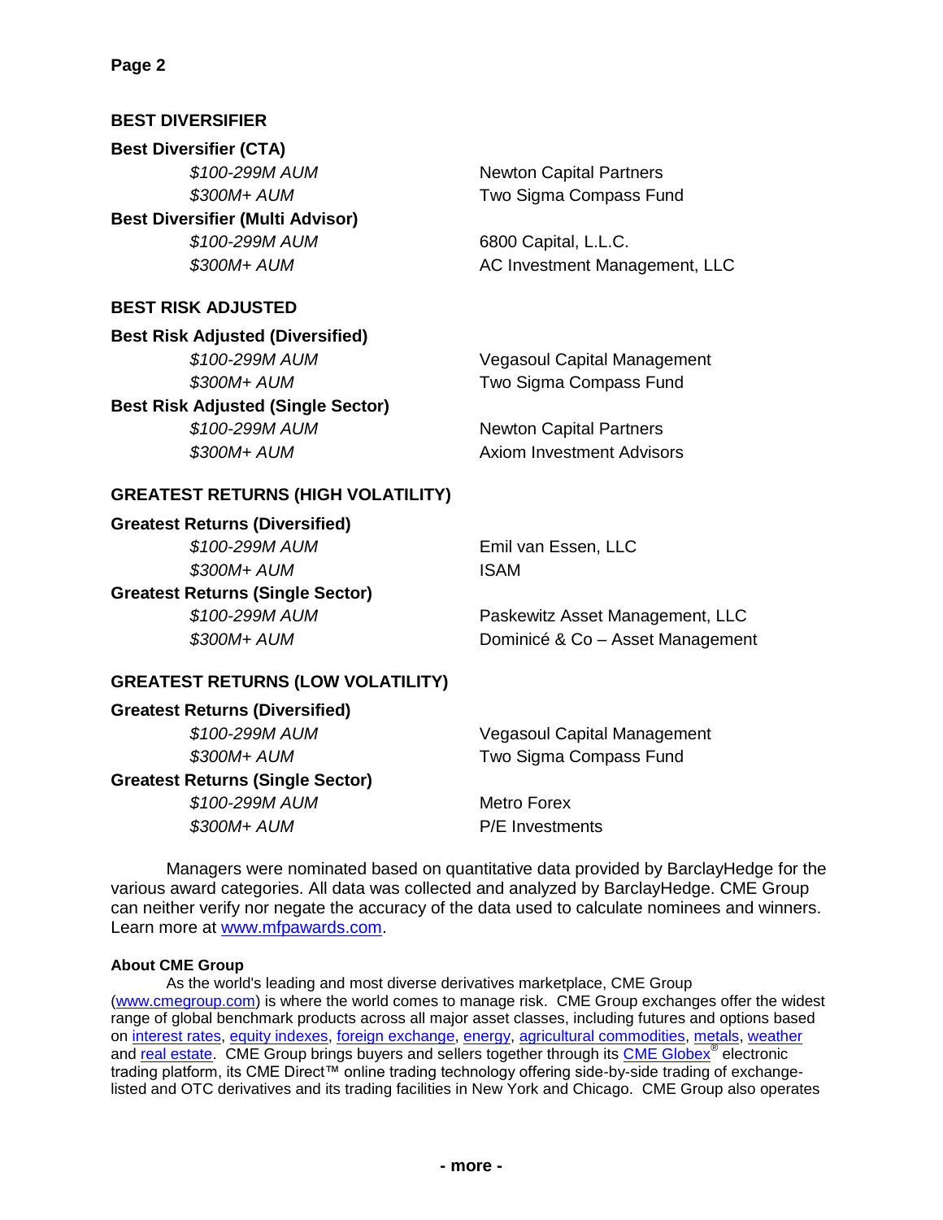## BEST DIVERSIFIER

**Best Diversifier (CTA)**

| | |
|---|---|
| *$100-299M AUM* | Newton Capital Partners |
| *$300M+ AUM* | Two Sigma Compass Fund |

**Best Diversifier (Multi Advisor)**

| | |
|---|---|
| *$100-299M AUM* | 6800 Capital, L.L.C. |
| *$300M+ AUM* | AC Investment Management, LLC |

## BEST RISK ADJUSTED

**Best Risk Adjusted (Diversified)**

| | |
|---|---|
| *$100-299M AUM* | Vegasoul Capital Management |
| *$300M+ AUM* | Two Sigma Compass Fund |

**Best Risk Adjusted (Single Sector)**

| | |
|---|---|
| *$100-299M AUM* | Newton Capital Partners |
| *$300M+ AUM* | Axiom Investment Advisors |

## GREATEST RETURNS (HIGH VOLATILITY)

**Greatest Returns (Diversified)**

| | |
|---|---|
| *$100-299M AUM* | Emil van Essen, LLC |
| *$300M+ AUM* | ISAM |

**Greatest Returns (Single Sector)**

| | |
|---|---|
| *$100-299M AUM* | Paskewitz Asset Management, LLC |
| *$300M+ AUM* | Dominicé & Co – Asset Management |

## GREATEST RETURNS (LOW VOLATILITY)

**Greatest Returns (Diversified)**

| | |
|---|---|
| *$100-299M AUM* | Vegasoul Capital Management |
| *$300M+ AUM* | Two Sigma Compass Fund |

**Greatest Returns (Single Sector)**

| | |
|---|---|
| *$100-299M AUM* | Metro Forex |
| *$300M+ AUM* | P/E Investments |

Managers were nominated based on quantitative data provided by BarclayHedge for the various award categories. All data was collected and analyzed by BarclayHedge. CME Group can neither verify nor negate the accuracy of the data used to calculate nominees and winners. Learn more at www.mfpawards.com.

**About CME Group**

As the world's leading and most diverse derivatives marketplace, CME Group (www.cmegroup.com) is where the world comes to manage risk. CME Group exchanges offer the widest range of global benchmark products across all major asset classes, including futures and options based on interest rates, equity indexes, foreign exchange, energy, agricultural commodities, metals, weather and real estate. CME Group brings buyers and sellers together through its CME Globex® electronic trading platform, its CME Direct™ online trading technology offering side-by-side trading of exchange-listed and OTC derivatives and its trading facilities in New York and Chicago. CME Group also operates

- more -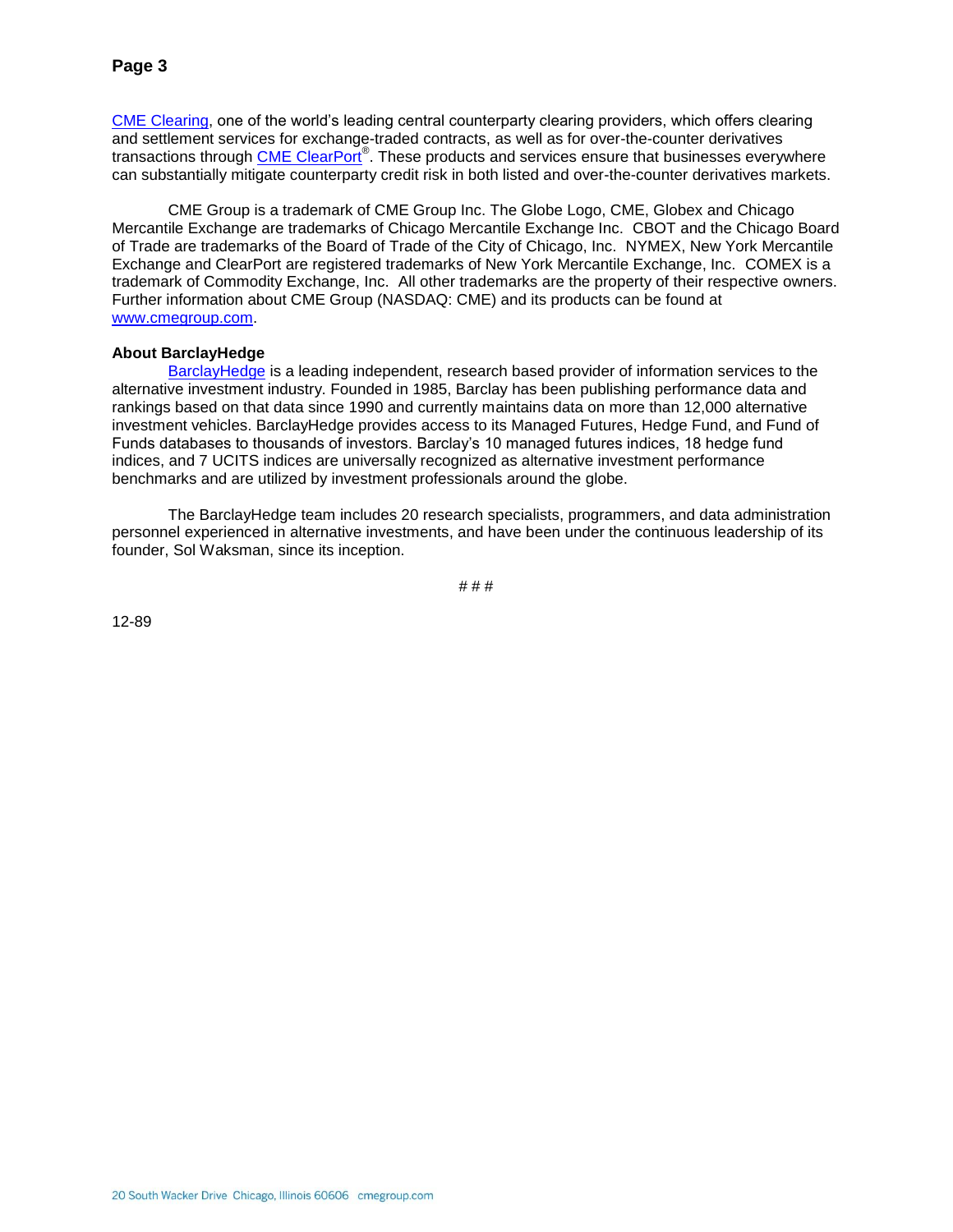CME Clearing, one of the world's leading central counterparty clearing providers, which offers clearing and settlement services for exchange-traded contracts, as well as for over-the-counter derivatives transactions through CME ClearPort®. These products and services ensure that businesses everywhere can substantially mitigate counterparty credit risk in both listed and over-the-counter derivatives markets.

CME Group is a trademark of CME Group Inc. The Globe Logo, CME, Globex and Chicago Mercantile Exchange are trademarks of Chicago Mercantile Exchange Inc. CBOT and the Chicago Board of Trade are trademarks of the Board of Trade of the City of Chicago, Inc. NYMEX, New York Mercantile Exchange and ClearPort are registered trademarks of New York Mercantile Exchange, Inc. COMEX is a trademark of Commodity Exchange, Inc. All other trademarks are the property of their respective owners. Further information about CME Group (NASDAQ: CME) and its products can be found at www.cmegroup.com.

**About BarclayHedge**

BarclayHedge is a leading independent, research based provider of information services to the alternative investment industry. Founded in 1985, Barclay has been publishing performance data and rankings based on that data since 1990 and currently maintains data on more than 12,000 alternative investment vehicles. BarclayHedge provides access to its Managed Futures, Hedge Fund, and Fund of Funds databases to thousands of investors. Barclay's 10 managed futures indices, 18 hedge fund indices, and 7 UCITS indices are universally recognized as alternative investment performance benchmarks and are utilized by investment professionals around the globe.

The BarclayHedge team includes 20 research specialists, programmers, and data administration personnel experienced in alternative investments, and have been under the continuous leadership of its founder, Sol Waksman, since its inception.

# # #

12-89